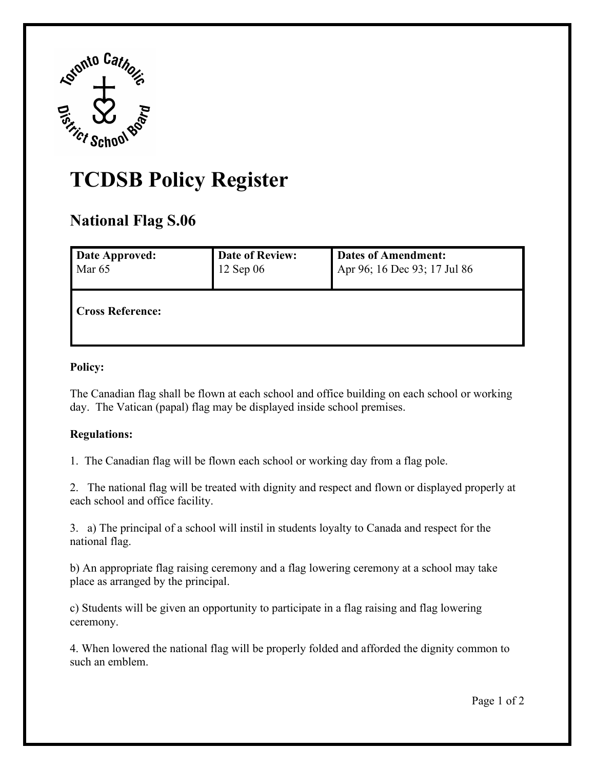# TCDSB Policy Register

## National Flag S.06

| Date Approved: Mar 65 | Date of Review: 12 Sep 06 | Dates of Amendment: Apr 96; 16 Dec 93; 17 Jul 86 |
|---|---|---|
| **Cross Reference:** | | |

**Policy:**

The Canadian flag shall be flown at each school and office building on each school or working day. The Vatican (papal) flag may be displayed inside school premises.

**Regulations:**

1. The Canadian flag will be flown each school or working day from a flag pole.

2. The national flag will be treated with dignity and respect and flown or displayed properly at each school and office facility.

3. a) The principal of a school will instil in students loyalty to Canada and respect for the national flag.

b) An appropriate flag raising ceremony and a flag lowering ceremony at a school may take place as arranged by the principal.

c) Students will be given an opportunity to participate in a flag raising and flag lowering ceremony.

4. When lowered the national flag will be properly folded and afforded the dignity common to such an emblem.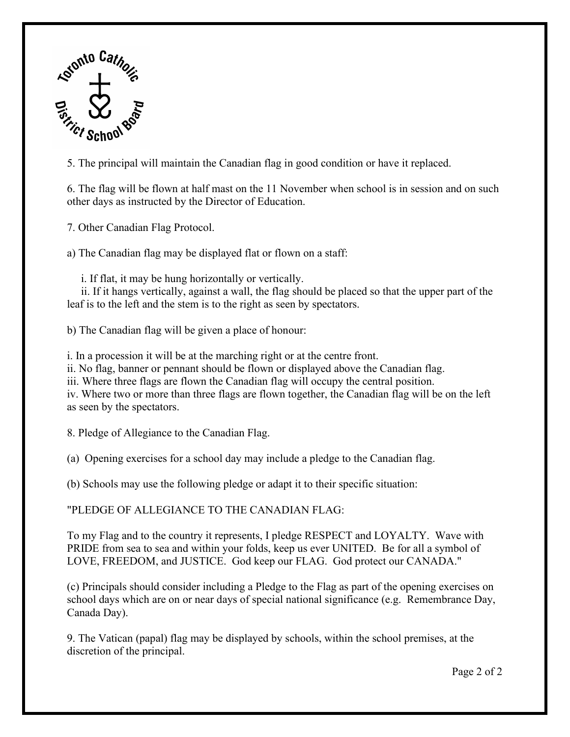5. The principal will maintain the Canadian flag in good condition or have it replaced.

6. The flag will be flown at half mast on the 11 November when school is in session and on such other days as instructed by the Director of Education.

7. Other Canadian Flag Protocol.

a) The Canadian flag may be displayed flat or flown on a staff:

i. If flat, it may be hung horizontally or vertically.
ii. If it hangs vertically, against a wall, the flag should be placed so that the upper part of the leaf is to the left and the stem is to the right as seen by spectators.

b) The Canadian flag will be given a place of honour:

i. In a procession it will be at the marching right or at the centre front.
ii. No flag, banner or pennant should be flown or displayed above the Canadian flag.
iii. Where three flags are flown the Canadian flag will occupy the central position.
iv. Where two or more than three flags are flown together, the Canadian flag will be on the left as seen by the spectators.

8. Pledge of Allegiance to the Canadian Flag.

(a) Opening exercises for a school day may include a pledge to the Canadian flag.

(b) Schools may use the following pledge or adapt it to their specific situation:

"PLEDGE OF ALLEGIANCE TO THE CANADIAN FLAG:

To my Flag and to the country it represents, I pledge RESPECT and LOYALTY. Wave with PRIDE from sea to sea and within your folds, keep us ever UNITED. Be for all a symbol of LOVE, FREEDOM, and JUSTICE. God keep our FLAG. God protect our CANADA."

(c) Principals should consider including a Pledge to the Flag as part of the opening exercises on school days which are on or near days of special national significance (e.g. Remembrance Day, Canada Day).

9. The Vatican (papal) flag may be displayed by schools, within the school premises, at the discretion of the principal.